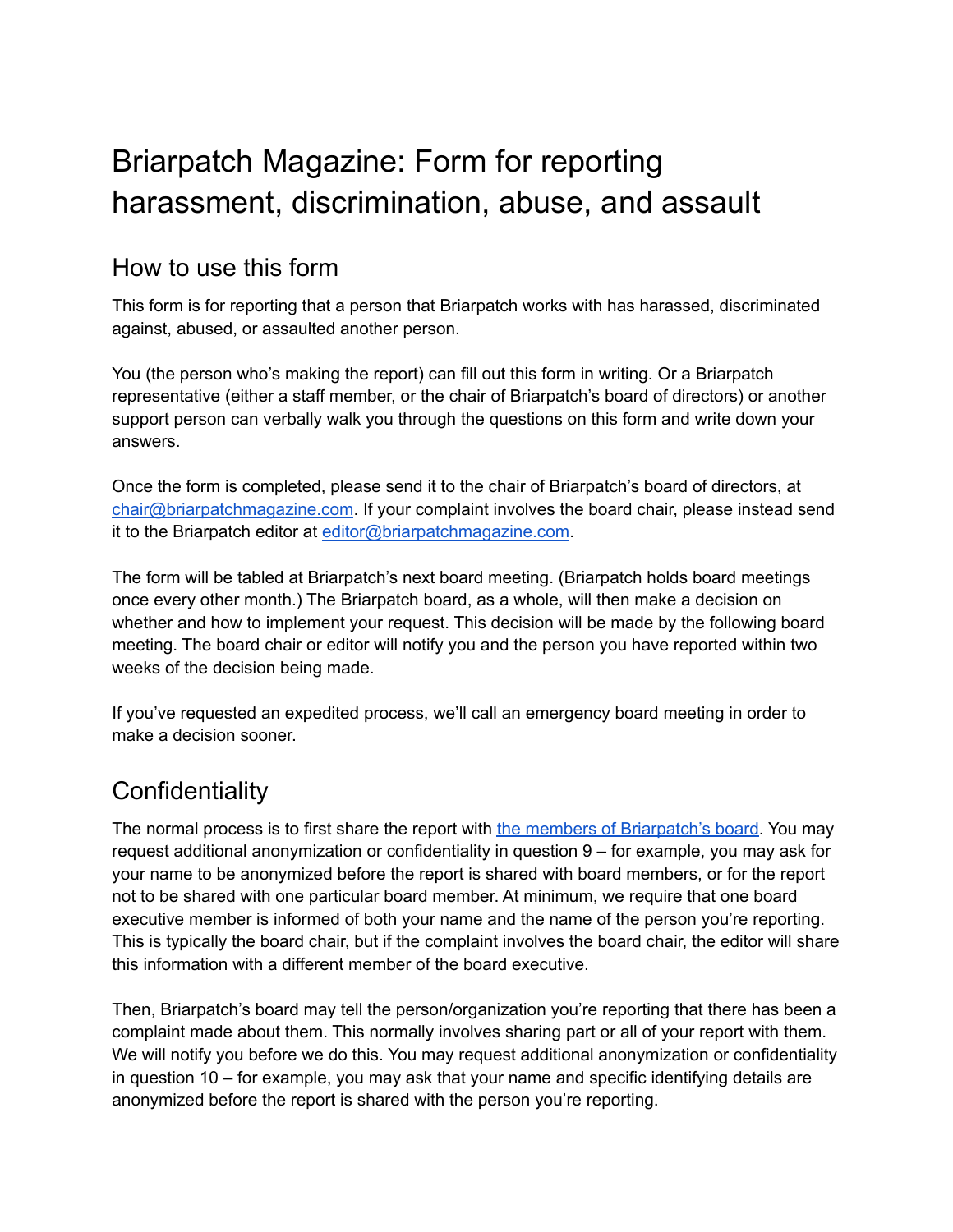# Briarpatch Magazine: Form for reporting harassment, discrimination, abuse, and assault

## How to use this form

This form is for reporting that a person that Briarpatch works with has harassed, discriminated against, abused, or assaulted another person.

You (the person who's making the report) can fill out this form in writing. Or a Briarpatch representative (either a staff member, or the chair of Briarpatch's board of directors) or another support person can verbally walk you through the questions on this form and write down your answers.

Once the form is completed, please send it to the chair of Briarpatch's board of directors, at chair@briarpatchmagazine.com. If your complaint involves the board chair, please instead send it to the Briarpatch editor at editor@briarpatchmagazine.com.

The form will be tabled at Briarpatch's next board meeting. (Briarpatch holds board meetings once every other month.) The Briarpatch board, as a whole, will then make a decision on whether and how to implement your request. This decision will be made by the following board meeting. The board chair or editor will notify you and the person you have reported within two weeks of the decision being made.

If you've requested an expedited process, we'll call an emergency board meeting in order to make a decision sooner.

## Confidentiality

The normal process is to first share the report with the members of Briarpatch's board. You may request additional anonymization or confidentiality in question 9 – for example, you may ask for your name to be anonymized before the report is shared with board members, or for the report not to be shared with one particular board member. At minimum, we require that one board executive member is informed of both your name and the name of the person you're reporting. This is typically the board chair, but if the complaint involves the board chair, the editor will share this information with a different member of the board executive.

Then, Briarpatch's board may tell the person/organization you're reporting that there has been a complaint made about them. This normally involves sharing part or all of your report with them. We will notify you before we do this. You may request additional anonymization or confidentiality in question 10 – for example, you may ask that your name and specific identifying details are anonymized before the report is shared with the person you're reporting.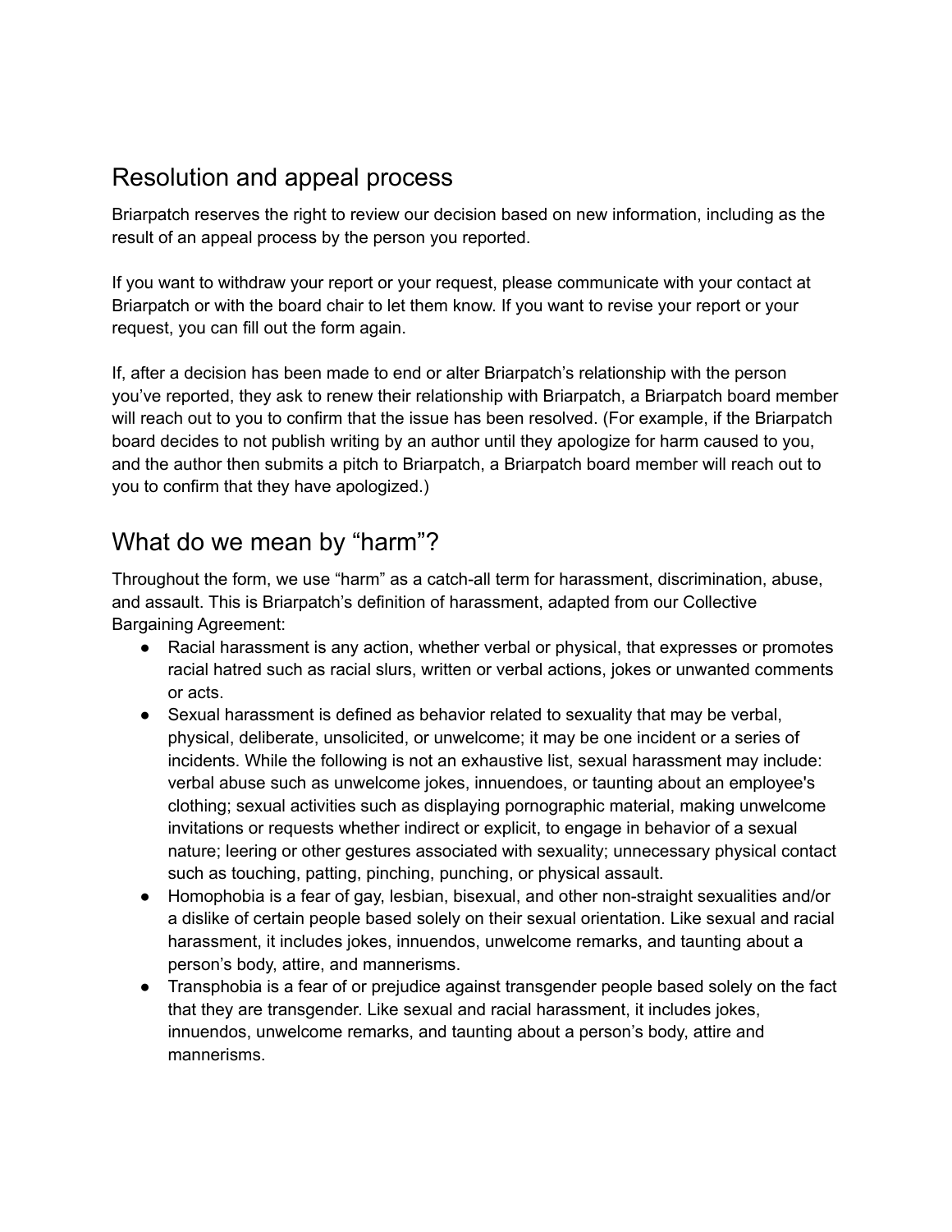## Resolution and appeal process

Briarpatch reserves the right to review our decision based on new information, including as the result of an appeal process by the person you reported.

If you want to withdraw your report or your request, please communicate with your contact at Briarpatch or with the board chair to let them know. If you want to revise your report or your request, you can fill out the form again.

If, after a decision has been made to end or alter Briarpatch's relationship with the person you've reported, they ask to renew their relationship with Briarpatch, a Briarpatch board member will reach out to you to confirm that the issue has been resolved. (For example, if the Briarpatch board decides to not publish writing by an author until they apologize for harm caused to you, and the author then submits a pitch to Briarpatch, a Briarpatch board member will reach out to you to confirm that they have apologized.)

## What do we mean by "harm"?

Throughout the form, we use "harm" as a catch-all term for harassment, discrimination, abuse, and assault. This is Briarpatch's definition of harassment, adapted from our Collective Bargaining Agreement:

- Racial harassment is any action, whether verbal or physical, that expresses or promotes racial hatred such as racial slurs, written or verbal actions, jokes or unwanted comments or acts.
- Sexual harassment is defined as behavior related to sexuality that may be verbal, physical, deliberate, unsolicited, or unwelcome; it may be one incident or a series of incidents. While the following is not an exhaustive list, sexual harassment may include: verbal abuse such as unwelcome jokes, innuendoes, or taunting about an employee's clothing; sexual activities such as displaying pornographic material, making unwelcome invitations or requests whether indirect or explicit, to engage in behavior of a sexual nature; leering or other gestures associated with sexuality; unnecessary physical contact such as touching, patting, pinching, punching, or physical assault.
- Homophobia is a fear of gay, lesbian, bisexual, and other non-straight sexualities and/or a dislike of certain people based solely on their sexual orientation. Like sexual and racial harassment, it includes jokes, innuendos, unwelcome remarks, and taunting about a person's body, attire, and mannerisms.
- Transphobia is a fear of or prejudice against transgender people based solely on the fact that they are transgender. Like sexual and racial harassment, it includes jokes, innuendos, unwelcome remarks, and taunting about a person's body, attire and mannerisms.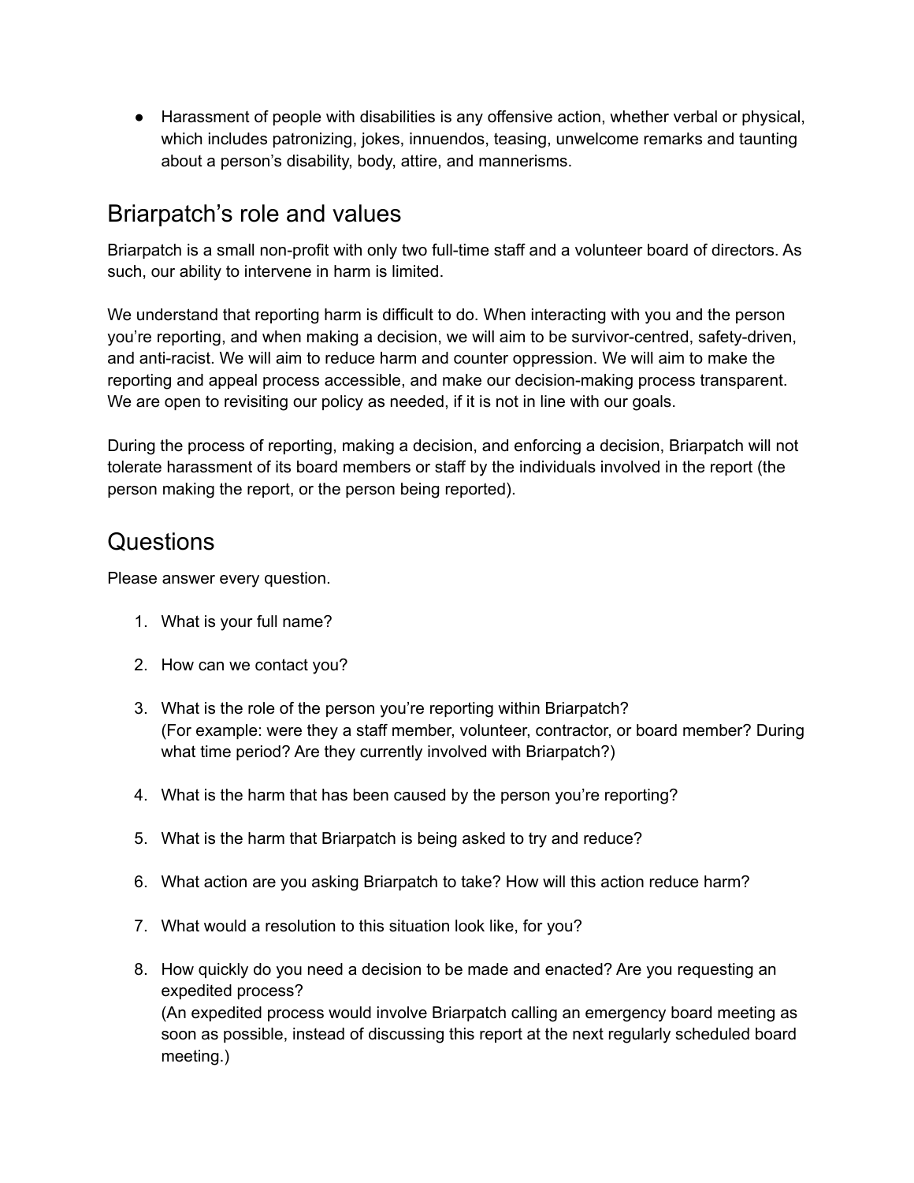- Harassment of people with disabilities is any offensive action, whether verbal or physical, which includes patronizing, jokes, innuendos, teasing, unwelcome remarks and taunting about a person's disability, body, attire, and mannerisms.

## Briarpatch's role and values

Briarpatch is a small non-profit with only two full-time staff and a volunteer board of directors. As such, our ability to intervene in harm is limited.

We understand that reporting harm is difficult to do. When interacting with you and the person you're reporting, and when making a decision, we will aim to be survivor-centred, safety-driven, and anti-racist. We will aim to reduce harm and counter oppression. We will aim to make the reporting and appeal process accessible, and make our decision-making process transparent. We are open to revisiting our policy as needed, if it is not in line with our goals.

During the process of reporting, making a decision, and enforcing a decision, Briarpatch will not tolerate harassment of its board members or staff by the individuals involved in the report (the person making the report, or the person being reported).

## Questions

Please answer every question.

1. What is your full name?
2. How can we contact you?
3. What is the role of the person you're reporting within Briarpatch?
   (For example: were they a staff member, volunteer, contractor, or board member? During what time period? Are they currently involved with Briarpatch?)
4. What is the harm that has been caused by the person you're reporting?
5. What is the harm that Briarpatch is being asked to try and reduce?
6. What action are you asking Briarpatch to take? How will this action reduce harm?
7. What would a resolution to this situation look like, for you?
8. How quickly do you need a decision to be made and enacted? Are you requesting an expedited process?
   (An expedited process would involve Briarpatch calling an emergency board meeting as soon as possible, instead of discussing this report at the next regularly scheduled board meeting.)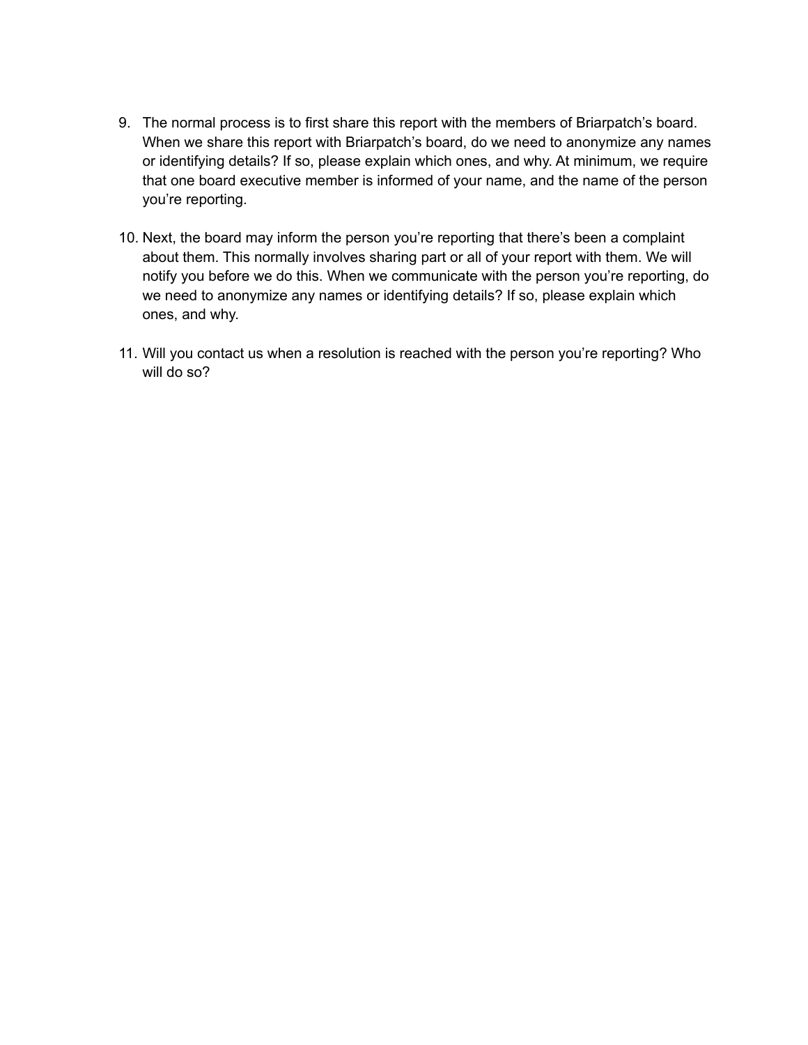9. The normal process is to first share this report with the members of Briarpatch's board. When we share this report with Briarpatch's board, do we need to anonymize any names or identifying details? If so, please explain which ones, and why. At minimum, we require that one board executive member is informed of your name, and the name of the person you're reporting.

10. Next, the board may inform the person you're reporting that there's been a complaint about them. This normally involves sharing part or all of your report with them. We will notify you before we do this. When we communicate with the person you're reporting, do we need to anonymize any names or identifying details? If so, please explain which ones, and why.

11. Will you contact us when a resolution is reached with the person you're reporting? Who will do so?